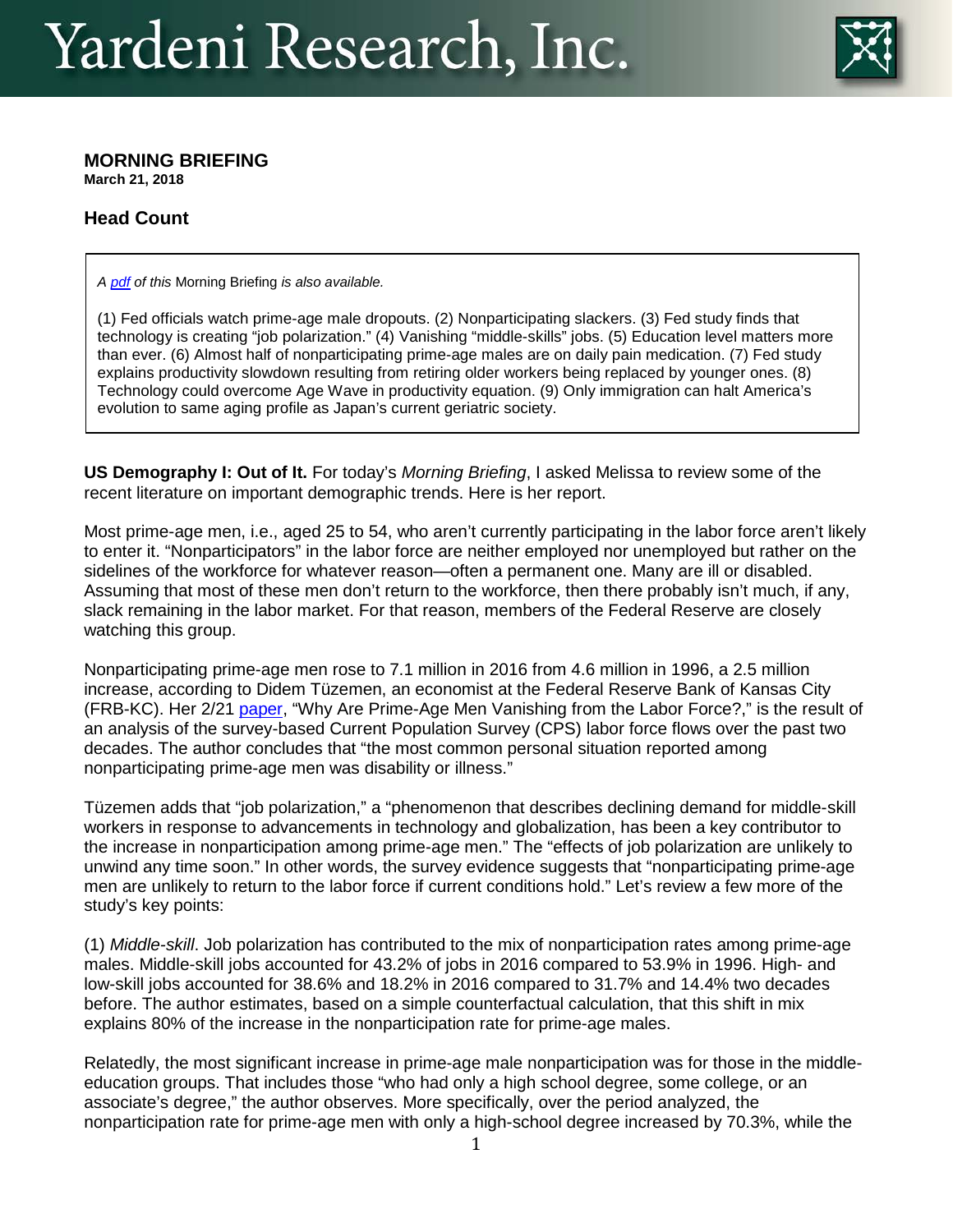# Yardeni Research, Inc.

**MORNING BRIEFING**
**March 21, 2018**

## Head Count

*A [pdf](#) of this* Morning Briefing *is also available.*

(1) Fed officials watch prime-age male dropouts. (2) Nonparticipating slackers. (3) Fed study finds that technology is creating "job polarization." (4) Vanishing "middle-skills" jobs. (5) Education level matters more than ever. (6) Almost half of nonparticipating prime-age males are on daily pain medication. (7) Fed study explains productivity slowdown resulting from retiring older workers being replaced by younger ones. (8) Technology could overcome Age Wave in productivity equation. (9) Only immigration can halt America's evolution to same aging profile as Japan's current geriatric society.

**US Demography I: Out of It.** For today's *Morning Briefing*, I asked Melissa to review some of the recent literature on important demographic trends. Here is her report.

Most prime-age men, i.e., aged 25 to 54, who aren't currently participating in the labor force aren't likely to enter it. "Nonparticipators" in the labor force are neither employed nor unemployed but rather on the sidelines of the workforce for whatever reason—often a permanent one. Many are ill or disabled. Assuming that most of these men don't return to the workforce, then there probably isn't much, if any, slack remaining in the labor market. For that reason, members of the Federal Reserve are closely watching this group.

Nonparticipating prime-age men rose to 7.1 million in 2016 from 4.6 million in 1996, a 2.5 million increase, according to Didem Tüzemen, an economist at the Federal Reserve Bank of Kansas City (FRB-KC). Her 2/21 [paper](#), "Why Are Prime-Age Men Vanishing from the Labor Force?," is the result of an analysis of the survey-based Current Population Survey (CPS) labor force flows over the past two decades. The author concludes that "the most common personal situation reported among nonparticipating prime-age men was disability or illness."

Tüzemen adds that "job polarization," a "phenomenon that describes declining demand for middle-skill workers in response to advancements in technology and globalization, has been a key contributor to the increase in nonparticipation among prime-age men." The "effects of job polarization are unlikely to unwind any time soon." In other words, the survey evidence suggests that "nonparticipating prime-age men are unlikely to return to the labor force if current conditions hold." Let's review a few more of the study's key points:

(1) *Middle-skill*. Job polarization has contributed to the mix of nonparticipation rates among prime-age males. Middle-skill jobs accounted for 43.2% of jobs in 2016 compared to 53.9% in 1996. High- and low-skill jobs accounted for 38.6% and 18.2% in 2016 compared to 31.7% and 14.4% two decades before. The author estimates, based on a simple counterfactual calculation, that this shift in mix explains 80% of the increase in the nonparticipation rate for prime-age males.

Relatedly, the most significant increase in prime-age male nonparticipation was for those in the middle-education groups. That includes those "who had only a high school degree, some college, or an associate's degree," the author observes. More specifically, over the period analyzed, the nonparticipation rate for prime-age men with only a high-school degree increased by 70.3%, while the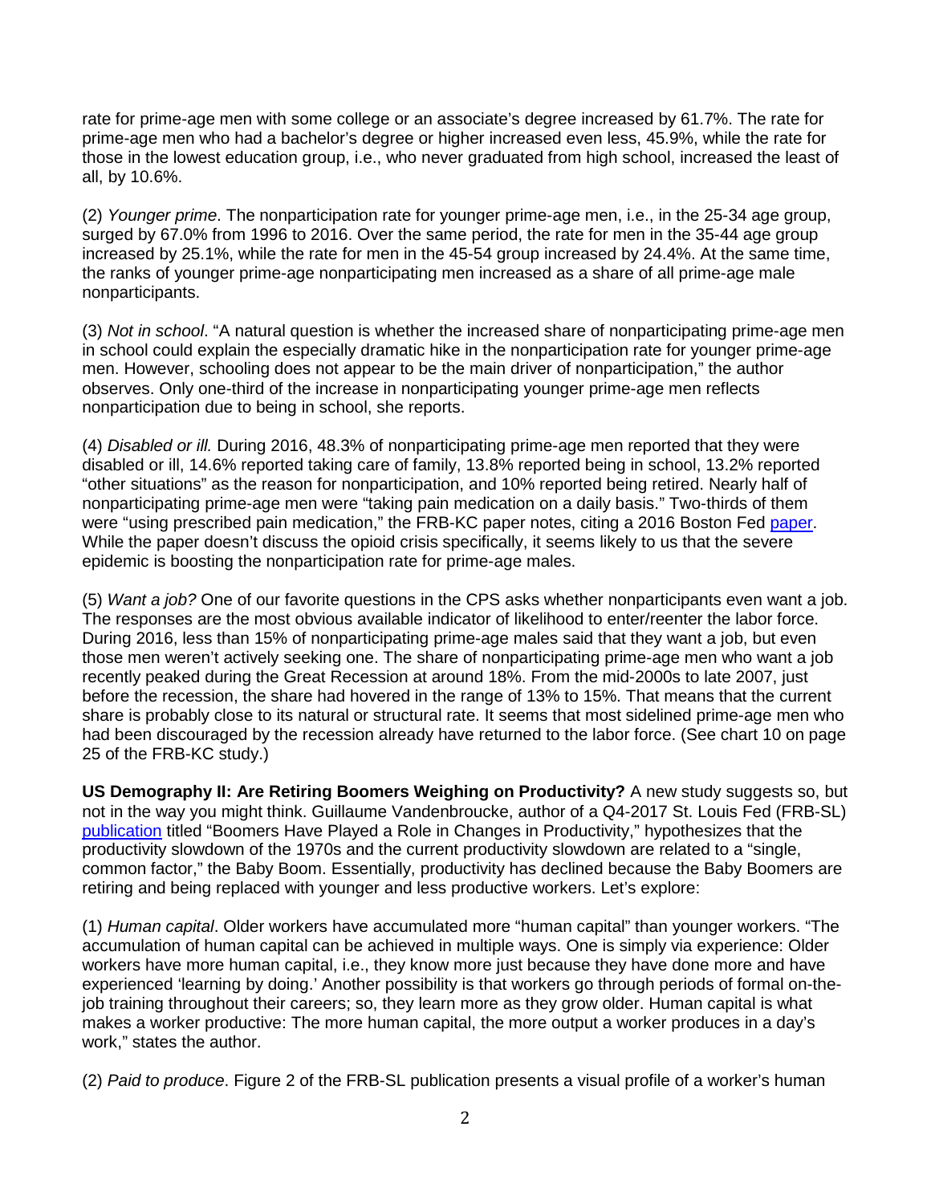rate for prime-age men with some college or an associate's degree increased by 61.7%. The rate for prime-age men who had a bachelor's degree or higher increased even less, 45.9%, while the rate for those in the lowest education group, i.e., who never graduated from high school, increased the least of all, by 10.6%.

(2) *Younger prime*. The nonparticipation rate for younger prime-age men, i.e., in the 25-34 age group, surged by 67.0% from 1996 to 2016. Over the same period, the rate for men in the 35-44 age group increased by 25.1%, while the rate for men in the 45-54 group increased by 24.4%. At the same time, the ranks of younger prime-age nonparticipating men increased as a share of all prime-age male nonparticipants.

(3) *Not in school*. "A natural question is whether the increased share of nonparticipating prime-age men in school could explain the especially dramatic hike in the nonparticipation rate for younger prime-age men. However, schooling does not appear to be the main driver of nonparticipation," the author observes. Only one-third of the increase in nonparticipating younger prime-age men reflects nonparticipation due to being in school, she reports.

(4) *Disabled or ill.* During 2016, 48.3% of nonparticipating prime-age men reported that they were disabled or ill, 14.6% reported taking care of family, 13.8% reported being in school, 13.2% reported "other situations" as the reason for nonparticipation, and 10% reported being retired. Nearly half of nonparticipating prime-age men were "taking pain medication on a daily basis." Two-thirds of them were "using prescribed pain medication," the FRB-KC paper notes, citing a 2016 Boston Fed paper. While the paper doesn't discuss the opioid crisis specifically, it seems likely to us that the severe epidemic is boosting the nonparticipation rate for prime-age males.

(5) *Want a job?* One of our favorite questions in the CPS asks whether nonparticipants even want a job. The responses are the most obvious available indicator of likelihood to enter/reenter the labor force. During 2016, less than 15% of nonparticipating prime-age males said that they want a job, but even those men weren't actively seeking one. The share of nonparticipating prime-age men who want a job recently peaked during the Great Recession at around 18%. From the mid-2000s to late 2007, just before the recession, the share had hovered in the range of 13% to 15%. That means that the current share is probably close to its natural or structural rate. It seems that most sidelined prime-age men who had been discouraged by the recession already have returned to the labor force. (See chart 10 on page 25 of the FRB-KC study.)

**US Demography II: Are Retiring Boomers Weighing on Productivity?** A new study suggests so, but not in the way you might think. Guillaume Vandenbroucke, author of a Q4-2017 St. Louis Fed (FRB-SL) publication titled "Boomers Have Played a Role in Changes in Productivity," hypothesizes that the productivity slowdown of the 1970s and the current productivity slowdown are related to a "single, common factor," the Baby Boom. Essentially, productivity has declined because the Baby Boomers are retiring and being replaced with younger and less productive workers. Let's explore:

(1) *Human capital*. Older workers have accumulated more "human capital" than younger workers. "The accumulation of human capital can be achieved in multiple ways. One is simply via experience: Older workers have more human capital, i.e., they know more just because they have done more and have experienced 'learning by doing.' Another possibility is that workers go through periods of formal on-the-job training throughout their careers; so, they learn more as they grow older. Human capital is what makes a worker productive: The more human capital, the more output a worker produces in a day's work," states the author.

(2) *Paid to produce*. Figure 2 of the FRB-SL publication presents a visual profile of a worker's human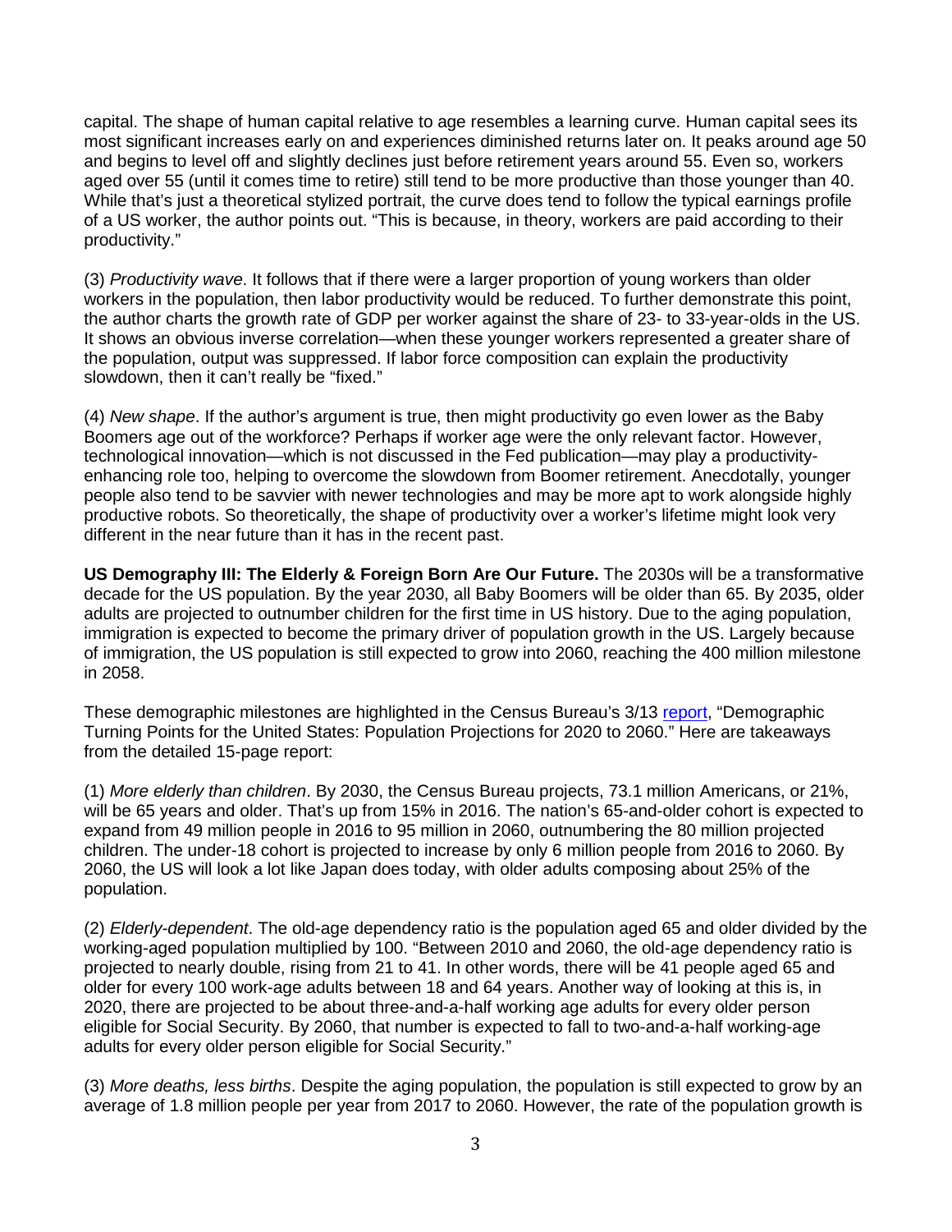capital. The shape of human capital relative to age resembles a learning curve. Human capital sees its most significant increases early on and experiences diminished returns later on. It peaks around age 50 and begins to level off and slightly declines just before retirement years around 55. Even so, workers aged over 55 (until it comes time to retire) still tend to be more productive than those younger than 40. While that's just a theoretical stylized portrait, the curve does tend to follow the typical earnings profile of a US worker, the author points out. "This is because, in theory, workers are paid according to their productivity."

(3) *Productivity wave*. It follows that if there were a larger proportion of young workers than older workers in the population, then labor productivity would be reduced. To further demonstrate this point, the author charts the growth rate of GDP per worker against the share of 23- to 33-year-olds in the US. It shows an obvious inverse correlation—when these younger workers represented a greater share of the population, output was suppressed. If labor force composition can explain the productivity slowdown, then it can't really be "fixed."

(4) *New shape*. If the author's argument is true, then might productivity go even lower as the Baby Boomers age out of the workforce? Perhaps if worker age were the only relevant factor. However, technological innovation—which is not discussed in the Fed publication—may play a productivity-enhancing role too, helping to overcome the slowdown from Boomer retirement. Anecdotally, younger people also tend to be savvier with newer technologies and may be more apt to work alongside highly productive robots. So theoretically, the shape of productivity over a worker's lifetime might look very different in the near future than it has in the recent past.

**US Demography III: The Elderly & Foreign Born Are Our Future.** The 2030s will be a transformative decade for the US population. By the year 2030, all Baby Boomers will be older than 65. By 2035, older adults are projected to outnumber children for the first time in US history. Due to the aging population, immigration is expected to become the primary driver of population growth in the US. Largely because of immigration, the US population is still expected to grow into 2060, reaching the 400 million milestone in 2058.

These demographic milestones are highlighted in the Census Bureau's 3/13 report, "Demographic Turning Points for the United States: Population Projections for 2020 to 2060." Here are takeaways from the detailed 15-page report:

(1) *More elderly than children*. By 2030, the Census Bureau projects, 73.1 million Americans, or 21%, will be 65 years and older. That's up from 15% in 2016. The nation's 65-and-older cohort is expected to expand from 49 million people in 2016 to 95 million in 2060, outnumbering the 80 million projected children. The under-18 cohort is projected to increase by only 6 million people from 2016 to 2060. By 2060, the US will look a lot like Japan does today, with older adults composing about 25% of the population.

(2) *Elderly-dependent*. The old-age dependency ratio is the population aged 65 and older divided by the working-aged population multiplied by 100. "Between 2010 and 2060, the old-age dependency ratio is projected to nearly double, rising from 21 to 41. In other words, there will be 41 people aged 65 and older for every 100 work-age adults between 18 and 64 years. Another way of looking at this is, in 2020, there are projected to be about three-and-a-half working age adults for every older person eligible for Social Security. By 2060, that number is expected to fall to two-and-a-half working-age adults for every older person eligible for Social Security."

(3) *More deaths, less births*. Despite the aging population, the population is still expected to grow by an average of 1.8 million people per year from 2017 to 2060. However, the rate of the population growth is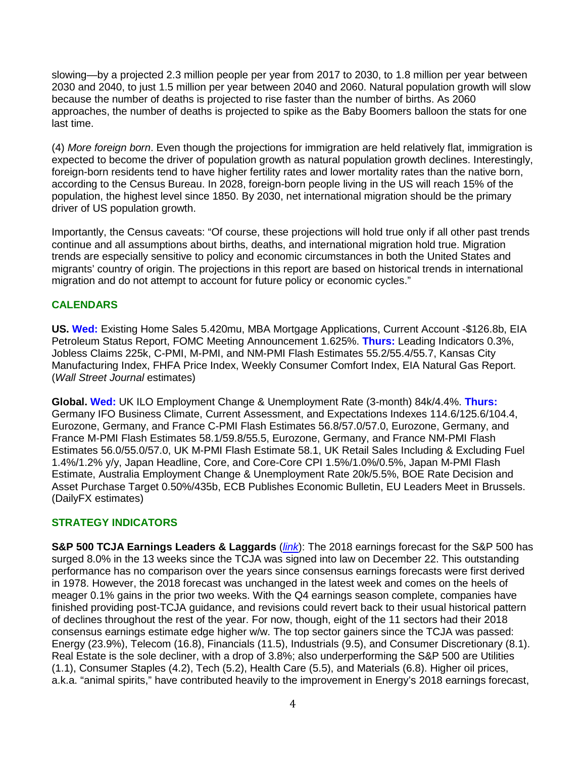slowing—by a projected 2.3 million people per year from 2017 to 2030, to 1.8 million per year between 2030 and 2040, to just 1.5 million per year between 2040 and 2060. Natural population growth will slow because the number of deaths is projected to rise faster than the number of births. As 2060 approaches, the number of deaths is projected to spike as the Baby Boomers balloon the stats for one last time.

(4) *More foreign born*. Even though the projections for immigration are held relatively flat, immigration is expected to become the driver of population growth as natural population growth declines. Interestingly, foreign-born residents tend to have higher fertility rates and lower mortality rates than the native born, according to the Census Bureau. In 2028, foreign-born people living in the US will reach 15% of the population, the highest level since 1850. By 2030, net international migration should be the primary driver of US population growth.

Importantly, the Census caveats: "Of course, these projections will hold true only if all other past trends continue and all assumptions about births, deaths, and international migration hold true. Migration trends are especially sensitive to policy and economic circumstances in both the United States and migrants' country of origin. The projections in this report are based on historical trends in international migration and do not attempt to account for future policy or economic cycles."

## CALENDARS

**US. Wed:** Existing Home Sales 5.420mu, MBA Mortgage Applications, Current Account -$126.8b, EIA Petroleum Status Report, FOMC Meeting Announcement 1.625%. **Thurs:** Leading Indicators 0.3%, Jobless Claims 225k, C-PMI, M-PMI, and NM-PMI Flash Estimates 55.2/55.4/55.7, Kansas City Manufacturing Index, FHFA Price Index, Weekly Consumer Comfort Index, EIA Natural Gas Report. (*Wall Street Journal* estimates)

**Global. Wed:** UK ILO Employment Change & Unemployment Rate (3-month) 84k/4.4%. **Thurs:** Germany IFO Business Climate, Current Assessment, and Expectations Indexes 114.6/125.6/104.4, Eurozone, Germany, and France C-PMI Flash Estimates 56.8/57.0/57.0, Eurozone, Germany, and France M-PMI Flash Estimates 58.1/59.8/55.5, Eurozone, Germany, and France NM-PMI Flash Estimates 56.0/55.0/57.0, UK M-PMI Flash Estimate 58.1, UK Retail Sales Including & Excluding Fuel 1.4%/1.2% y/y, Japan Headline, Core, and Core-Core CPI 1.5%/1.0%/0.5%, Japan M-PMI Flash Estimate, Australia Employment Change & Unemployment Rate 20k/5.5%, BOE Rate Decision and Asset Purchase Target 0.50%/435b, ECB Publishes Economic Bulletin, EU Leaders Meet in Brussels. (DailyFX estimates)

## STRATEGY INDICATORS

**S&P 500 TCJA Earnings Leaders & Laggards** (*link*): The 2018 earnings forecast for the S&P 500 has surged 8.0% in the 13 weeks since the TCJA was signed into law on December 22. This outstanding performance has no comparison over the years since consensus earnings forecasts were first derived in 1978. However, the 2018 forecast was unchanged in the latest week and comes on the heels of meager 0.1% gains in the prior two weeks. With the Q4 earnings season complete, companies have finished providing post-TCJA guidance, and revisions could revert back to their usual historical pattern of declines throughout the rest of the year. For now, though, eight of the 11 sectors had their 2018 consensus earnings estimate edge higher w/w. The top sector gainers since the TCJA was passed: Energy (23.9%), Telecom (16.8), Financials (11.5), Industrials (9.5), and Consumer Discretionary (8.1). Real Estate is the sole decliner, with a drop of 3.8%; also underperforming the S&P 500 are Utilities (1.1), Consumer Staples (4.2), Tech (5.2), Health Care (5.5), and Materials (6.8). Higher oil prices, a.k.a. "animal spirits," have contributed heavily to the improvement in Energy's 2018 earnings forecast,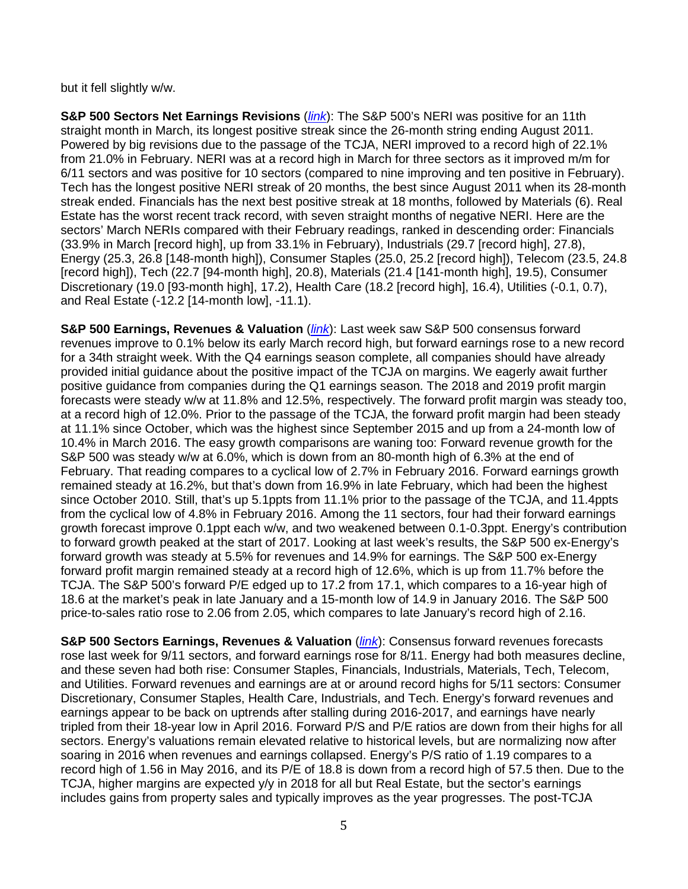but it fell slightly w/w.

**S&P 500 Sectors Net Earnings Revisions** (*link*): The S&P 500's NERI was positive for an 11th straight month in March, its longest positive streak since the 26-month string ending August 2011. Powered by big revisions due to the passage of the TCJA, NERI improved to a record high of 22.1% from 21.0% in February. NERI was at a record high in March for three sectors as it improved m/m for 6/11 sectors and was positive for 10 sectors (compared to nine improving and ten positive in February). Tech has the longest positive NERI streak of 20 months, the best since August 2011 when its 28-month streak ended. Financials has the next best positive streak at 18 months, followed by Materials (6). Real Estate has the worst recent track record, with seven straight months of negative NERI. Here are the sectors' March NERIs compared with their February readings, ranked in descending order: Financials (33.9% in March [record high], up from 33.1% in February), Industrials (29.7 [record high], 27.8), Energy (25.3, 26.8 [148-month high]), Consumer Staples (25.0, 25.2 [record high]), Telecom (23.5, 24.8 [record high]), Tech (22.7 [94-month high], 20.8), Materials (21.4 [141-month high], 19.5), Consumer Discretionary (19.0 [93-month high], 17.2), Health Care (18.2 [record high], 16.4), Utilities (-0.1, 0.7), and Real Estate (-12.2 [14-month low], -11.1).

**S&P 500 Earnings, Revenues & Valuation** (*link*): Last week saw S&P 500 consensus forward revenues improve to 0.1% below its early March record high, but forward earnings rose to a new record for a 34th straight week. With the Q4 earnings season complete, all companies should have already provided initial guidance about the positive impact of the TCJA on margins. We eagerly await further positive guidance from companies during the Q1 earnings season. The 2018 and 2019 profit margin forecasts were steady w/w at 11.8% and 12.5%, respectively. The forward profit margin was steady too, at a record high of 12.0%. Prior to the passage of the TCJA, the forward profit margin had been steady at 11.1% since October, which was the highest since September 2015 and up from a 24-month low of 10.4% in March 2016. The easy growth comparisons are waning too: Forward revenue growth for the S&P 500 was steady w/w at 6.0%, which is down from an 80-month high of 6.3% at the end of February. That reading compares to a cyclical low of 2.7% in February 2016. Forward earnings growth remained steady at 16.2%, but that's down from 16.9% in late February, which had been the highest since October 2010. Still, that's up 5.1ppts from 11.1% prior to the passage of the TCJA, and 11.4ppts from the cyclical low of 4.8% in February 2016. Among the 11 sectors, four had their forward earnings growth forecast improve 0.1ppt each w/w, and two weakened between 0.1-0.3ppt. Energy's contribution to forward growth peaked at the start of 2017. Looking at last week's results, the S&P 500 ex-Energy's forward growth was steady at 5.5% for revenues and 14.9% for earnings. The S&P 500 ex-Energy forward profit margin remained steady at a record high of 12.6%, which is up from 11.7% before the TCJA. The S&P 500's forward P/E edged up to 17.2 from 17.1, which compares to a 16-year high of 18.6 at the market's peak in late January and a 15-month low of 14.9 in January 2016. The S&P 500 price-to-sales ratio rose to 2.06 from 2.05, which compares to late January's record high of 2.16.

**S&P 500 Sectors Earnings, Revenues & Valuation** (*link*): Consensus forward revenues forecasts rose last week for 9/11 sectors, and forward earnings rose for 8/11. Energy had both measures decline, and these seven had both rise: Consumer Staples, Financials, Industrials, Materials, Tech, Telecom, and Utilities. Forward revenues and earnings are at or around record highs for 5/11 sectors: Consumer Discretionary, Consumer Staples, Health Care, Industrials, and Tech. Energy's forward revenues and earnings appear to be back on uptrends after stalling during 2016-2017, and earnings have nearly tripled from their 18-year low in April 2016. Forward P/S and P/E ratios are down from their highs for all sectors. Energy's valuations remain elevated relative to historical levels, but are normalizing now after soaring in 2016 when revenues and earnings collapsed. Energy's P/S ratio of 1.19 compares to a record high of 1.56 in May 2016, and its P/E of 18.8 is down from a record high of 57.5 then. Due to the TCJA, higher margins are expected y/y in 2018 for all but Real Estate, but the sector's earnings includes gains from property sales and typically improves as the year progresses. The post-TCJA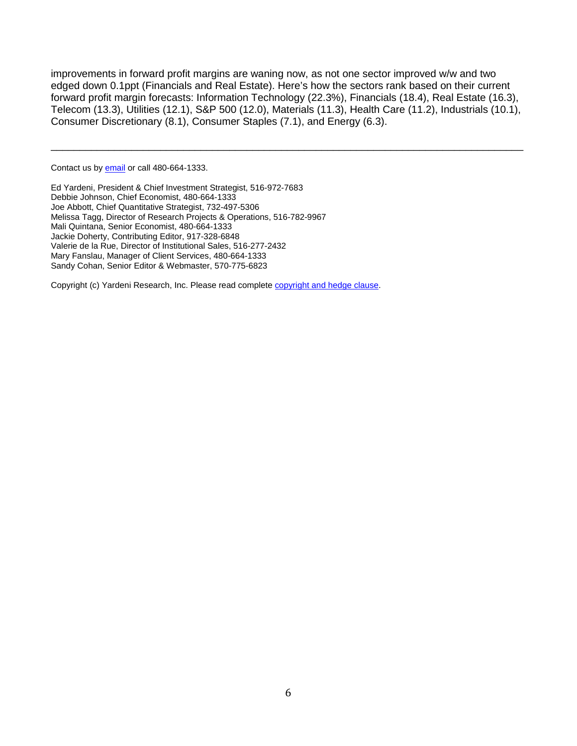improvements in forward profit margins are waning now, as not one sector improved w/w and two edged down 0.1ppt (Financials and Real Estate). Here's how the sectors rank based on their current forward profit margin forecasts: Information Technology (22.3%), Financials (18.4), Real Estate (16.3), Telecom (13.3), Utilities (12.1), S&P 500 (12.0), Materials (11.3), Health Care (11.2), Industrials (10.1), Consumer Discretionary (8.1), Consumer Staples (7.1), and Energy (6.3).

---

Contact us by email or call 480-664-1333.

Ed Yardeni, President & Chief Investment Strategist, 516-972-7683
Debbie Johnson, Chief Economist, 480-664-1333
Joe Abbott, Chief Quantitative Strategist, 732-497-5306
Melissa Tagg, Director of Research Projects & Operations, 516-782-9967
Mali Quintana, Senior Economist, 480-664-1333
Jackie Doherty, Contributing Editor, 917-328-6848
Valerie de la Rue, Director of Institutional Sales, 516-277-2432
Mary Fanslau, Manager of Client Services, 480-664-1333
Sandy Cohan, Senior Editor & Webmaster, 570-775-6823

Copyright (c) Yardeni Research, Inc. Please read complete copyright and hedge clause.